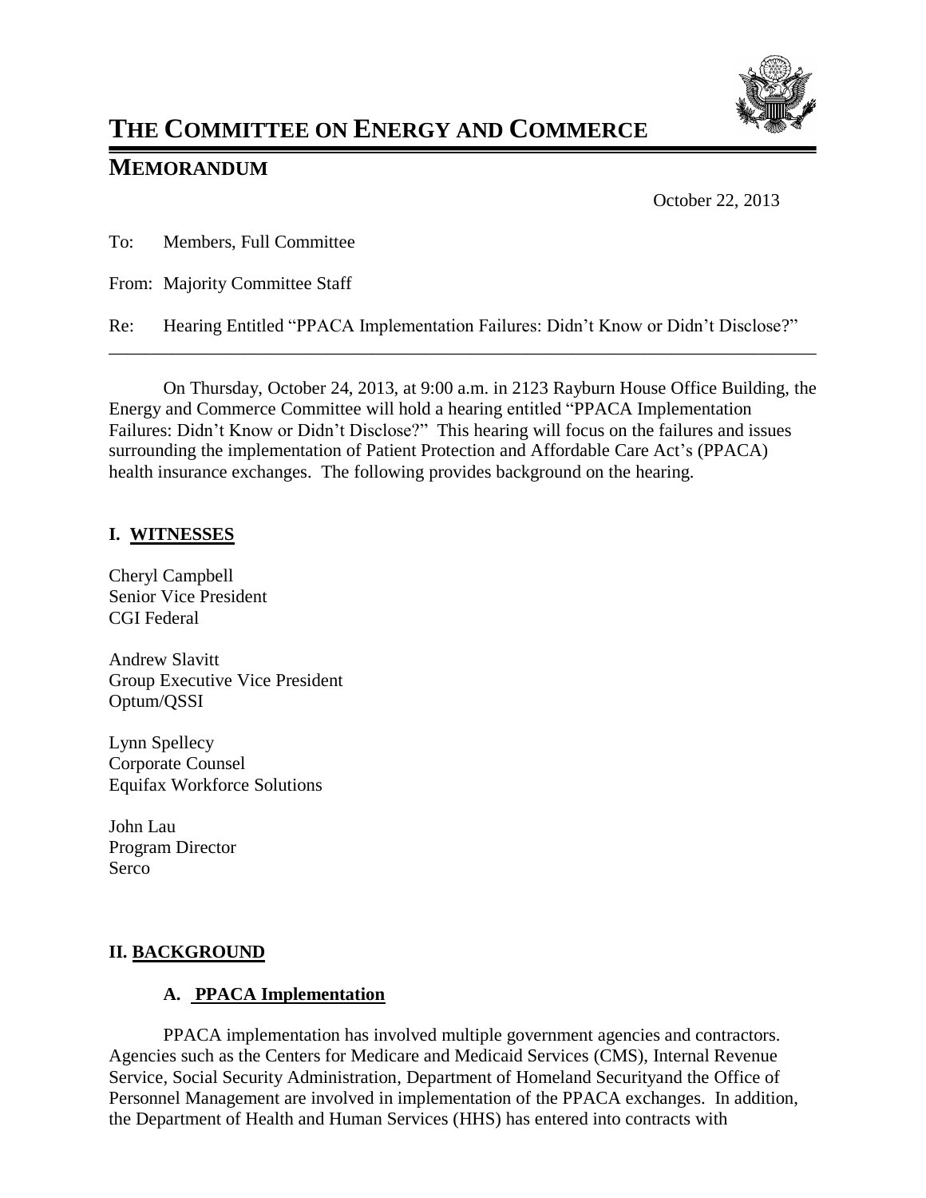# THE COMMITTEE ON ENERGY AND COMMERCE

## MEMORANDUM

October 22, 2013

To: Members, Full Committee

From: Majority Committee Staff

Re: Hearing Entitled "PPACA Implementation Failures: Didn't Know or Didn't Disclose?"

---

On Thursday, October 24, 2013, at 9:00 a.m. in 2123 Rayburn House Office Building, the Energy and Commerce Committee will hold a hearing entitled "PPACA Implementation Failures: Didn't Know or Didn't Disclose?" This hearing will focus on the failures and issues surrounding the implementation of Patient Protection and Affordable Care Act's (PPACA) health insurance exchanges. The following provides background on the hearing.

### I. WITNESSES

Cheryl Campbell
Senior Vice President
CGI Federal

Andrew Slavitt
Group Executive Vice President
Optum/QSSI

Lynn Spellecy
Corporate Counsel
Equifax Workforce Solutions

John Lau
Program Director
Serco

### II. BACKGROUND

#### A. PPACA Implementation

PPACA implementation has involved multiple government agencies and contractors. Agencies such as the Centers for Medicare and Medicaid Services (CMS), Internal Revenue Service, Social Security Administration, Department of Homeland Securityand the Office of Personnel Management are involved in implementation of the PPACA exchanges. In addition, the Department of Health and Human Services (HHS) has entered into contracts with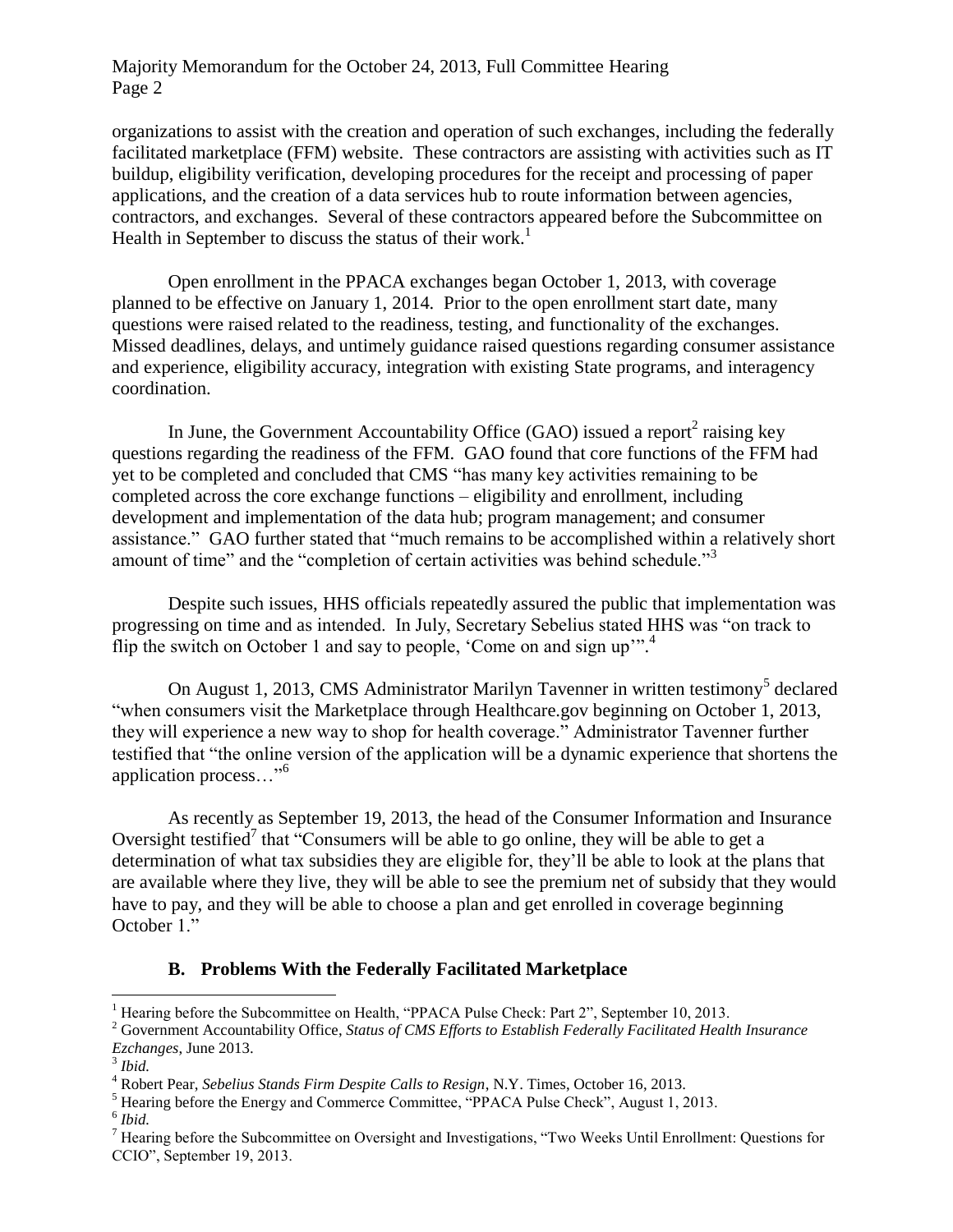organizations to assist with the creation and operation of such exchanges, including the federally facilitated marketplace (FFM) website. These contractors are assisting with activities such as IT buildup, eligibility verification, developing procedures for the receipt and processing of paper applications, and the creation of a data services hub to route information between agencies, contractors, and exchanges. Several of these contractors appeared before the Subcommittee on Health in September to discuss the status of their work.[1]

Open enrollment in the PPACA exchanges began October 1, 2013, with coverage planned to be effective on January 1, 2014. Prior to the open enrollment start date, many questions were raised related to the readiness, testing, and functionality of the exchanges. Missed deadlines, delays, and untimely guidance raised questions regarding consumer assistance and experience, eligibility accuracy, integration with existing State programs, and interagency coordination.

In June, the Government Accountability Office (GAO) issued a report[2] raising key questions regarding the readiness of the FFM. GAO found that core functions of the FFM had yet to be completed and concluded that CMS "has many key activities remaining to be completed across the core exchange functions – eligibility and enrollment, including development and implementation of the data hub; program management; and consumer assistance." GAO further stated that "much remains to be accomplished within a relatively short amount of time" and the "completion of certain activities was behind schedule."[3]

Despite such issues, HHS officials repeatedly assured the public that implementation was progressing on time and as intended. In July, Secretary Sebelius stated HHS was "on track to flip the switch on October 1 and say to people, 'Come on and sign up'".[4]

On August 1, 2013, CMS Administrator Marilyn Tavenner in written testimony[5] declared "when consumers visit the Marketplace through Healthcare.gov beginning on October 1, 2013, they will experience a new way to shop for health coverage." Administrator Tavenner further testified that "the online version of the application will be a dynamic experience that shortens the application process…"[6]

As recently as September 19, 2013, the head of the Consumer Information and Insurance Oversight testified[7] that "Consumers will be able to go online, they will be able to get a determination of what tax subsidies they are eligible for, they'll be able to look at the plans that are available where they live, they will be able to see the premium net of subsidy that they would have to pay, and they will be able to choose a plan and get enrolled in coverage beginning October 1."

### B. Problems With the Federally Facilitated Marketplace

---

[1] Hearing before the Subcommittee on Health, "PPACA Pulse Check: Part 2", September 10, 2013.

[2] Government Accountability Office, *Status of CMS Efforts to Establish Federally Facilitated Health Insurance Ezchanges*, June 2013.

[3] *Ibid.*

[4] Robert Pear, *Sebelius Stands Firm Despite Calls to Resign*, N.Y. Times, October 16, 2013.

[5] Hearing before the Energy and Commerce Committee, "PPACA Pulse Check", August 1, 2013.

[6] *Ibid.*

[7] Hearing before the Subcommittee on Oversight and Investigations, "Two Weeks Until Enrollment: Questions for CCIO", September 19, 2013.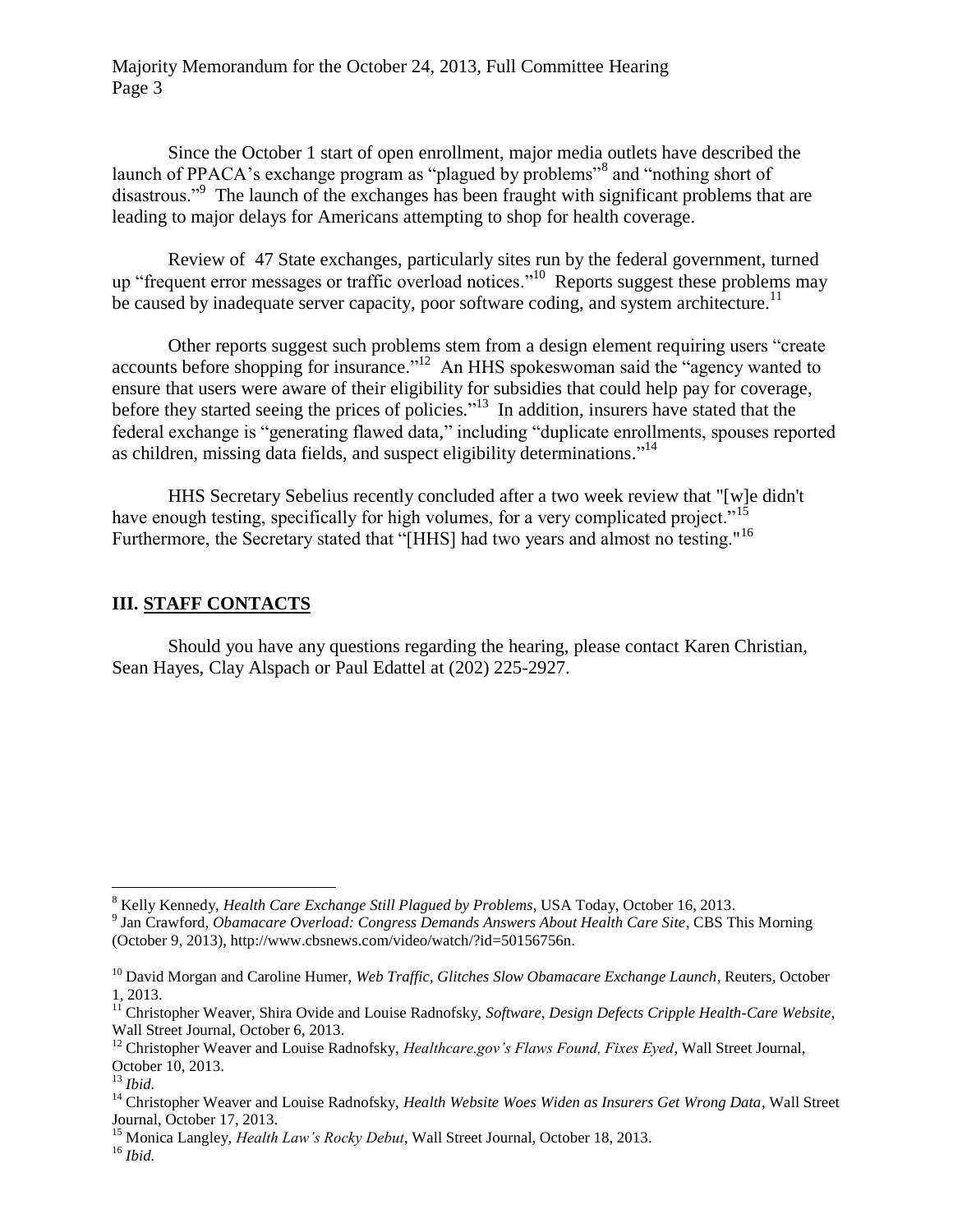Since the October 1 start of open enrollment, major media outlets have described the launch of PPACA's exchange program as "plagued by problems"[8] and "nothing short of disastrous."[9] The launch of the exchanges has been fraught with significant problems that are leading to major delays for Americans attempting to shop for health coverage.

Review of 47 State exchanges, particularly sites run by the federal government, turned up "frequent error messages or traffic overload notices."[10] Reports suggest these problems may be caused by inadequate server capacity, poor software coding, and system architecture.[11]

Other reports suggest such problems stem from a design element requiring users "create accounts before shopping for insurance."[12] An HHS spokeswoman said the "agency wanted to ensure that users were aware of their eligibility for subsidies that could help pay for coverage, before they started seeing the prices of policies."[13] In addition, insurers have stated that the federal exchange is "generating flawed data," including "duplicate enrollments, spouses reported as children, missing data fields, and suspect eligibility determinations."[14]

HHS Secretary Sebelius recently concluded after a two week review that "[w]e didn't have enough testing, specifically for high volumes, for a very complicated project."[15] Furthermore, the Secretary stated that "[HHS] had two years and almost no testing."[16]

## III. STAFF CONTACTS

Should you have any questions regarding the hearing, please contact Karen Christian, Sean Hayes, Clay Alspach or Paul Edattel at (202) 225-2927.

---

[8] Kelly Kennedy, *Health Care Exchange Still Plagued by Problems*, USA Today, October 16, 2013.

[9] Jan Crawford, *Obamacare Overload: Congress Demands Answers About Health Care Site*, CBS This Morning (October 9, 2013), http://www.cbsnews.com/video/watch/?id=50156756n.

[10] David Morgan and Caroline Humer, *Web Traffic, Glitches Slow Obamacare Exchange Launch*, Reuters, October 1, 2013.

[11] Christopher Weaver, Shira Ovide and Louise Radnofsky, *Software, Design Defects Cripple Health-Care Website*, Wall Street Journal, October 6, 2013.

[12] Christopher Weaver and Louise Radnofsky, *Healthcare.gov's Flaws Found, Fixes Eyed*, Wall Street Journal, October 10, 2013.

[13] *Ibid.*

[14] Christopher Weaver and Louise Radnofsky, *Health Website Woes Widen as Insurers Get Wrong Data*, Wall Street Journal, October 17, 2013.

[15] Monica Langley, *Health Law's Rocky Debut*, Wall Street Journal, October 18, 2013.

[16] *Ibid.*